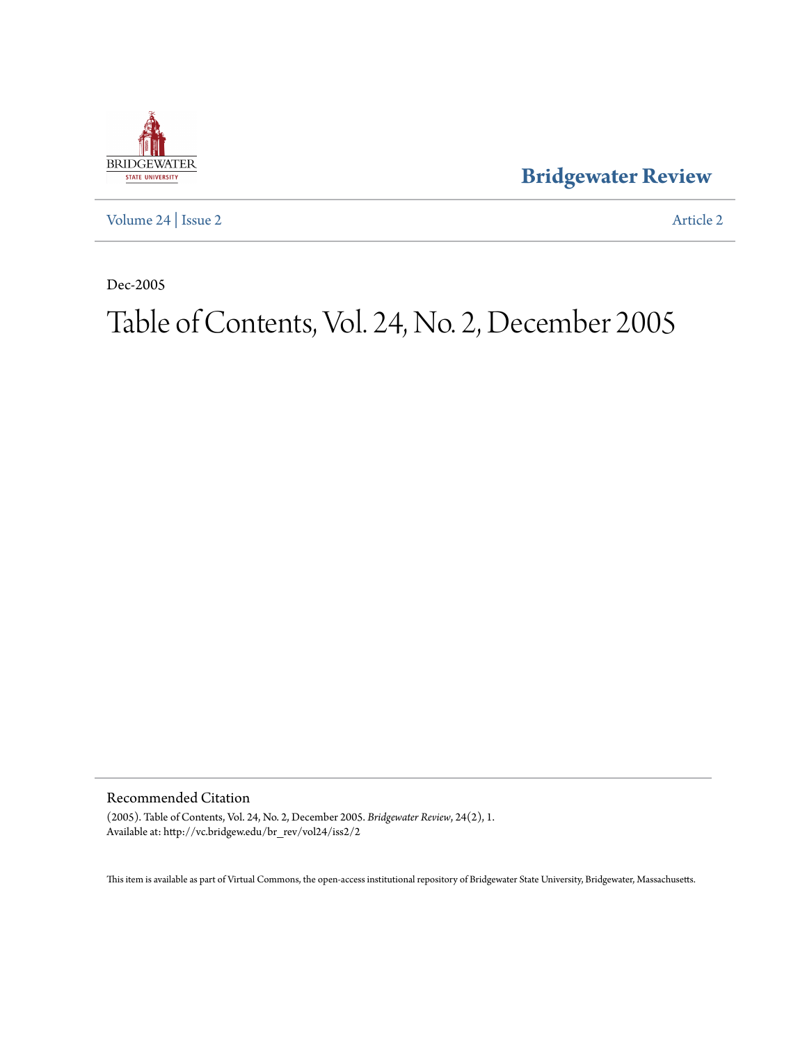**Bridgewater Review**

Volume 24 | Issue 2 Article 2

Dec-2005

# Table of Contents, Vol. 24, No. 2, December 2005

## Recommended Citation

(2005). Table of Contents, Vol. 24, No. 2, December 2005. *Bridgewater Review*, 24(2), 1.
Available at: http://vc.bridgew.edu/br_rev/vol24/iss2/2

This item is available as part of Virtual Commons, the open-access institutional repository of Bridgewater State University, Bridgewater, Massachusetts.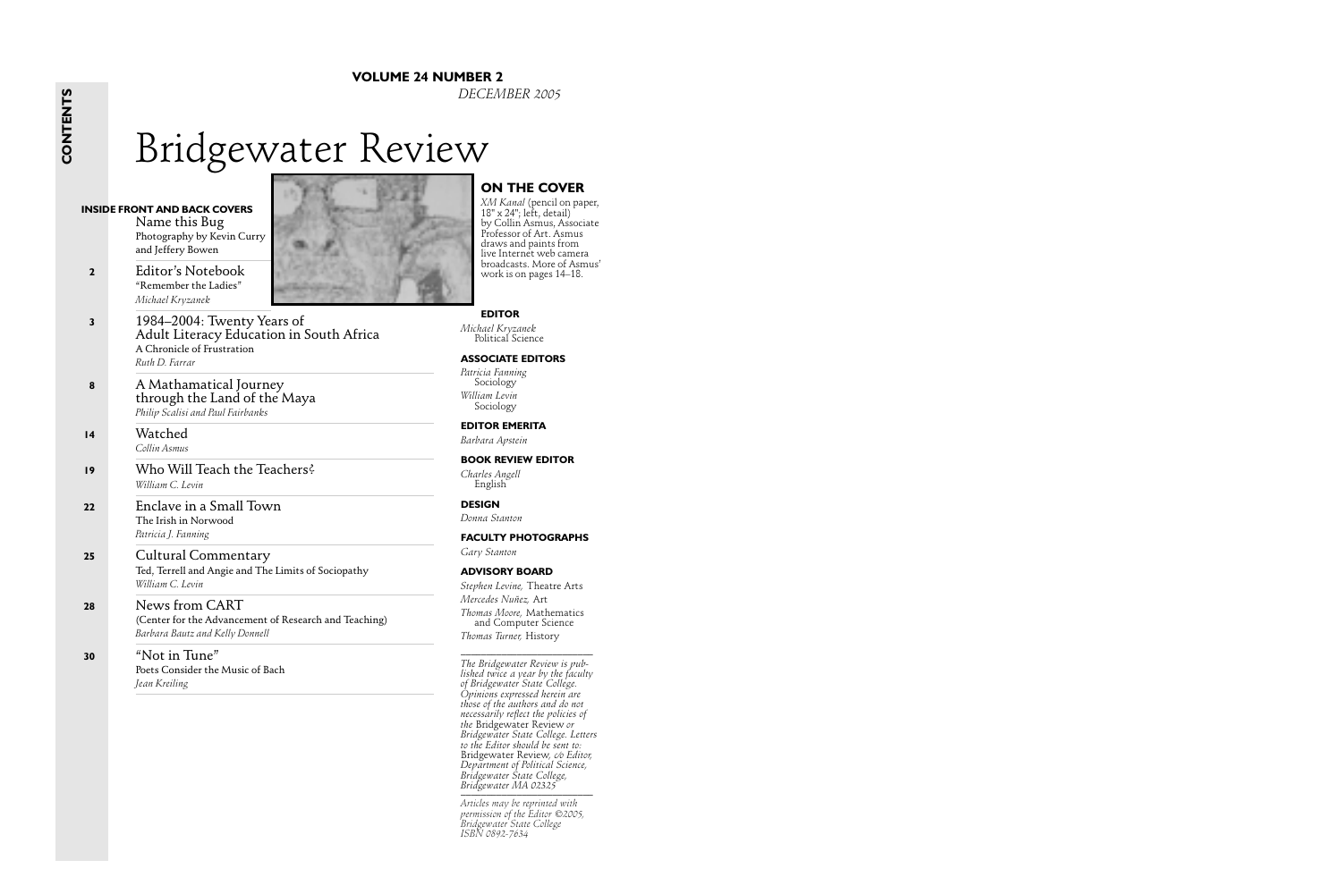CONTENTS

**VOLUME 24 NUMBER 2**
*DECEMBER 2005*

# Bridgewater Review

**INSIDE FRONT AND BACK COVERS**
Name this Bug
Photography by Kevin Curry and Jeffery Bowen

**2** Editor's Notebook
"Remember the Ladies"
*Michael Kryzanek*

**3** 1984–2004: Twenty Years of Adult Literacy Education in South Africa
A Chronicle of Frustration
*Ruth D. Farrar*

**8** A Mathamatical Journey through the Land of the Maya
*Philip Scalisi and Paul Fairbanks*

**14** Watched
*Collin Asmus*

**19** Who Will Teach the Teachers?
*William C. Levin*

**22** Enclave in a Small Town
The Irish in Norwood
*Patricia J. Fanning*

**25** Cultural Commentary
Ted, Terrell and Angie and The Limits of Sociopathy
*William C. Levin*

**28** News from CART
(Center for the Advancement of Research and Teaching)
*Barbara Bautz and Kelly Donnell*

**30** "Not in Tune"
Poets Consider the Music of Bach
*Jean Kreiling*

## ON THE COVER

*XM Kanal* (pencil on paper, 18" x 24"; left, detail) by Collin Asmus, Associate Professor of Art. Asmus draws and paints from live Internet web camera broadcasts. More of Asmus' work is on pages 14–18.

**EDITOR**
*Michael Kryzanek*
Political Science

**ASSOCIATE EDITORS**
*Patricia Fanning*
Sociology
*William Levin*
Sociology

**EDITOR EMERITA**
*Barbara Apstein*

**BOOK REVIEW EDITOR**
*Charles Angell*
English

**DESIGN**
*Donna Stanton*

**FACULTY PHOTOGRAPHS**
*Gary Stanton*

**ADVISORY BOARD**
*Stephen Levine,* Theatre Arts
*Mercedes Nuñez,* Art
*Thomas Moore,* Mathematics and Computer Science
*Thomas Turner,* History

*The Bridgewater Review is published twice a year by the faculty of Bridgewater State College. Opinions expressed herein are those of the authors and do not necessarily reflect the policies of the* Bridgewater Review *or Bridgewater State College. Letters to the Editor should be sent to:* Bridgewater Review, *c/o Editor, Department of Political Science, Bridgewater State College, Bridgewater MA 02325*

*Articles may be reprinted with permission of the Editor ©2005, Bridgewater State College ISBN 0892-7634*